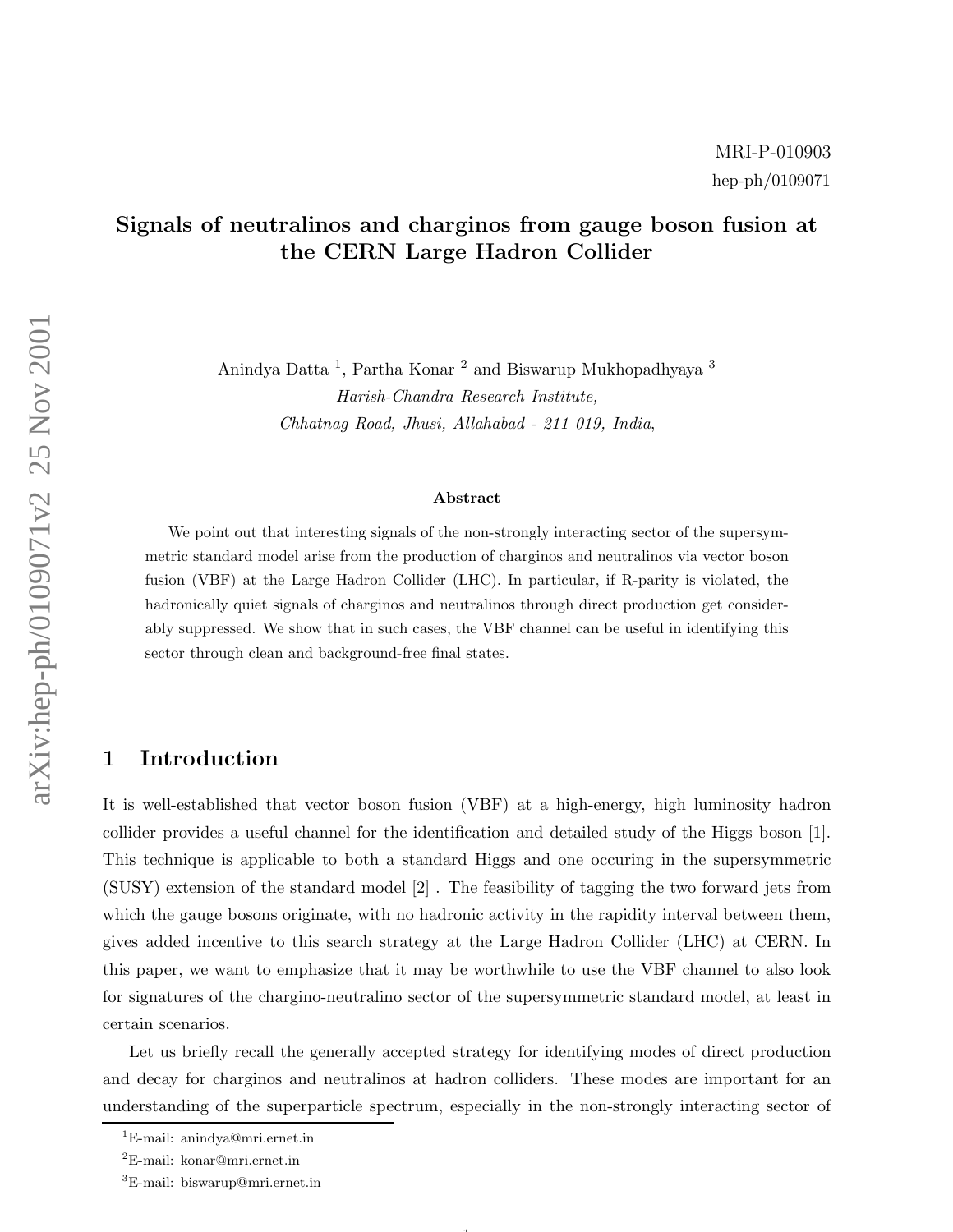MRI-P-010903

hep-ph/0109071

# Signals of neutralinos and charginos from gauge boson fusion at the CERN Large Hadron Collider

Anindya Datta [1], Partha Konar [2] and Biswarup Mukhopadhyaya [3]

*Harish-Chandra Research Institute,*

*Chhatnag Road, Jhusi, Allahabad - 211 019, India,*

### Abstract

We point out that interesting signals of the non-strongly interacting sector of the supersymmetric standard model arise from the production of charginos and neutralinos via vector boson fusion (VBF) at the Large Hadron Collider (LHC). In particular, if R-parity is violated, the hadronically quiet signals of charginos and neutralinos through direct production get considerably suppressed. We show that in such cases, the VBF channel can be useful in identifying this sector through clean and background-free final states.

## 1 Introduction

It is well-established that vector boson fusion (VBF) at a high-energy, high luminosity hadron collider provides a useful channel for the identification and detailed study of the Higgs boson [1]. This technique is applicable to both a standard Higgs and one occuring in the supersymmetric (SUSY) extension of the standard model [2] . The feasibility of tagging the two forward jets from which the gauge bosons originate, with no hadronic activity in the rapidity interval between them, gives added incentive to this search strategy at the Large Hadron Collider (LHC) at CERN. In this paper, we want to emphasize that it may be worthwhile to use the VBF channel to also look for signatures of the chargino-neutralino sector of the supersymmetric standard model, at least in certain scenarios.

Let us briefly recall the generally accepted strategy for identifying modes of direct production and decay for charginos and neutralinos at hadron colliders. These modes are important for an understanding of the superparticle spectrum, especially in the non-strongly interacting sector of

[1] E-mail: anindya@mri.ernet.in

[2] E-mail: konar@mri.ernet.in

[3] E-mail: biswarup@mri.ernet.in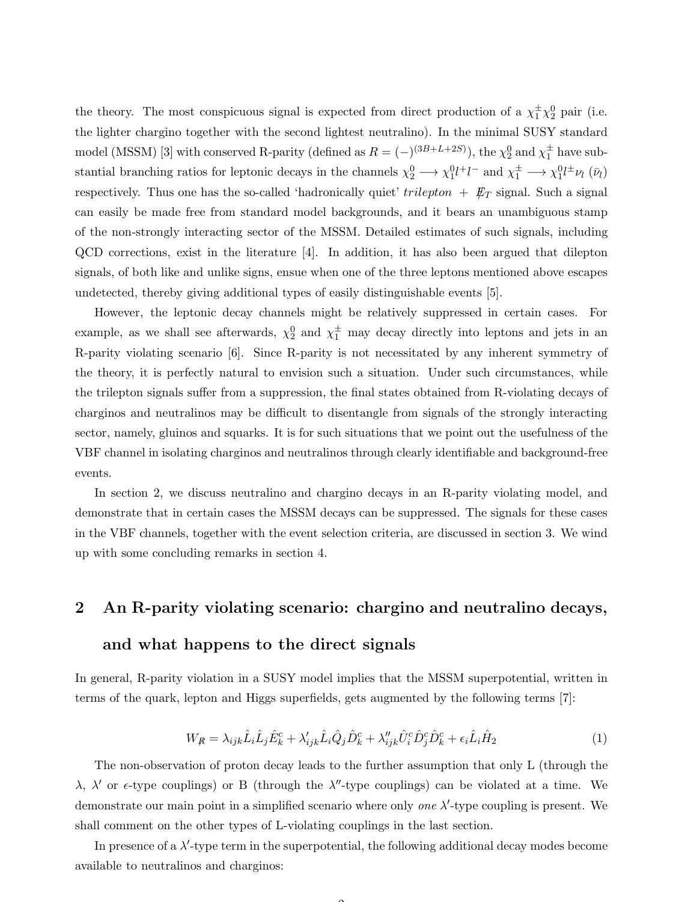the theory. The most conspicuous signal is expected from direct production of a $\chi_1^{\pm}\chi_2^0$ pair (i.e. the lighter chargino together with the second lightest neutralino). In the minimal SUSY standard model (MSSM) [3] with conserved R-parity (defined as $R = (-)^{(3B+L+2S)}$), the $\chi_2^0$ and $\chi_1^{\pm}$ have substantial branching ratios for leptonic decays in the channels $\chi_2^0 \longrightarrow \chi_1^0 l^+ l^-$ and $\chi_1^{\pm} \longrightarrow \chi_1^0 l^{\pm} \nu_l$ ($\bar{\nu}_l$) respectively. Thus one has the so-called 'hadronically quiet' *trilepton* + $\not{E}_T$ signal. Such a signal can easily be made free from standard model backgrounds, and it bears an unambiguous stamp of the non-strongly interacting sector of the MSSM. Detailed estimates of such signals, including QCD corrections, exist in the literature [4]. In addition, it has also been argued that dilepton signals, of both like and unlike signs, ensue when one of the three leptons mentioned above escapes undetected, thereby giving additional types of easily distinguishable events [5].

However, the leptonic decay channels might be relatively suppressed in certain cases. For example, as we shall see afterwards, $\chi_2^0$ and $\chi_1^{\pm}$ may decay directly into leptons and jets in an R-parity violating scenario [6]. Since R-parity is not necessitated by any inherent symmetry of the theory, it is perfectly natural to envision such a situation. Under such circumstances, while the trilepton signals suffer from a suppression, the final states obtained from R-violating decays of charginos and neutralinos may be difficult to disentangle from signals of the strongly interacting sector, namely, gluinos and squarks. It is for such situations that we point out the usefulness of the VBF channel in isolating charginos and neutralinos through clearly identifiable and background-free events.

In section 2, we discuss neutralino and chargino decays in an R-parity violating model, and demonstrate that in certain cases the MSSM decays can be suppressed. The signals for these cases in the VBF channels, together with the event selection criteria, are discussed in section 3. We wind up with some concluding remarks in section 4.

## 2 An R-parity violating scenario: chargino and neutralino decays, and what happens to the direct signals

In general, R-parity violation in a SUSY model implies that the MSSM superpotential, written in terms of the quark, lepton and Higgs superfields, gets augmented by the following terms [7]:

$$W_{\not{R}} = \lambda_{ijk}\hat{L}_i\hat{L}_j\hat{E}_k^c + \lambda'_{ijk}\hat{L}_i\hat{Q}_j\hat{D}_k^c + \lambda''_{ijk}\hat{U}_i^c\hat{D}_j^c\hat{D}_k^c + \epsilon_i\hat{L}_i\hat{H}_2 \tag{1}$$

The non-observation of proton decay leads to the further assumption that only L (through the $\lambda$, $\lambda'$ or $\epsilon$-type couplings) or B (through the $\lambda''$-type couplings) can be violated at a time. We demonstrate our main point in a simplified scenario where only *one* $\lambda'$-type coupling is present. We shall comment on the other types of L-violating couplings in the last section.

In presence of a $\lambda'$-type term in the superpotential, the following additional decay modes become available to neutralinos and charginos: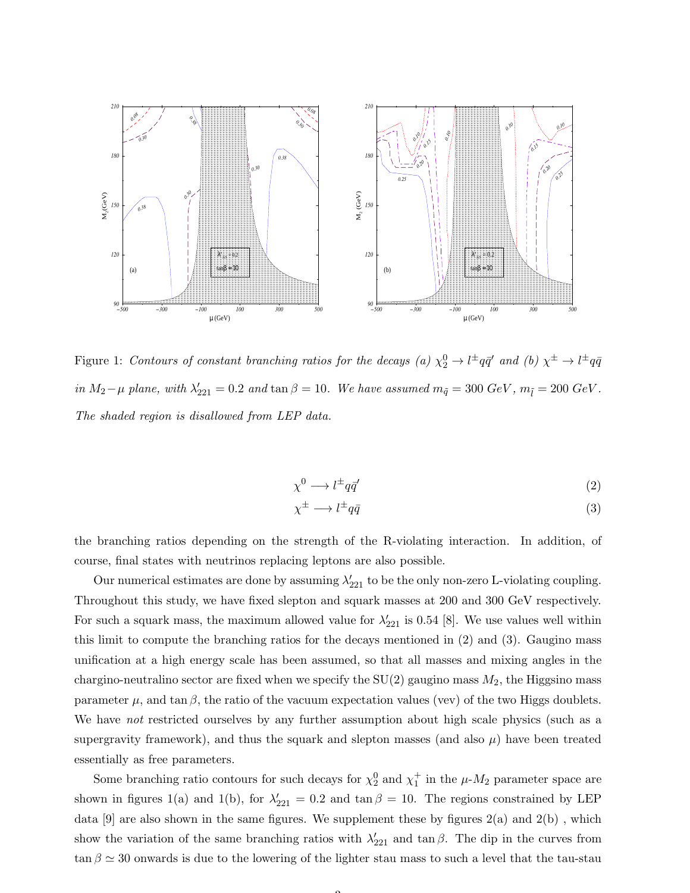Figure 1: *Contours of constant branching ratios for the decays (a) $\chi_2^0 \to l^\pm q\bar{q}'$ and (b) $\chi^\pm \to l^\pm q\bar{q}$ in $M_2-\mu$ plane, with $\lambda'_{221} = 0.2$ and $\tan\beta = 10$. We have assumed $m_{\tilde{q}} = 300$ GeV, $m_{\tilde{l}} = 200$ GeV. The shaded region is disallowed from LEP data.*

$$\chi^0 \longrightarrow l^\pm q\bar{q}' \tag{2}$$

$$\chi^\pm \longrightarrow l^\pm q\bar{q} \tag{3}$$

the branching ratios depending on the strength of the R-violating interaction. In addition, of course, final states with neutrinos replacing leptons are also possible.

Our numerical estimates are done by assuming $\lambda'_{221}$ to be the only non-zero L-violating coupling. Throughout this study, we have fixed slepton and squark masses at 200 and 300 GeV respectively. For such a squark mass, the maximum allowed value for $\lambda'_{221}$ is 0.54 [8]. We use values well within this limit to compute the branching ratios for the decays mentioned in (2) and (3). Gaugino mass unification at a high energy scale has been assumed, so that all masses and mixing angles in the chargino-neutralino sector are fixed when we specify the SU(2) gaugino mass $M_2$, the Higgsino mass parameter $\mu$, and $\tan\beta$, the ratio of the vacuum expectation values (vev) of the two Higgs doublets. We have *not* restricted ourselves by any further assumption about high scale physics (such as a supergravity framework), and thus the squark and slepton masses (and also $\mu$) have been treated essentially as free parameters.

Some branching ratio contours for such decays for $\chi_2^0$ and $\chi_1^+$ in the $\mu$-$M_2$ parameter space are shown in figures 1(a) and 1(b), for $\lambda'_{221} = 0.2$ and $\tan\beta = 10$. The regions constrained by LEP data [9] are also shown in the same figures. We supplement these by figures 2(a) and 2(b) , which show the variation of the same branching ratios with $\lambda'_{221}$ and $\tan\beta$. The dip in the curves from $\tan\beta \simeq 30$ onwards is due to the lowering of the lighter stau mass to such a level that the tau-stau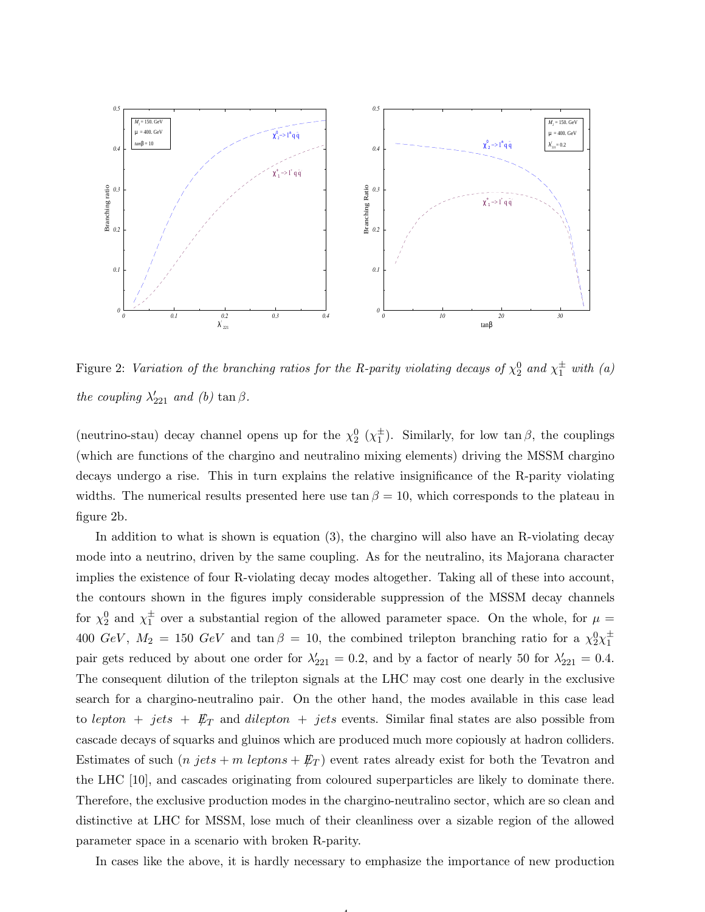Figure 2: *Variation of the branching ratios for the R-parity violating decays of $\chi_2^0$ and $\chi_1^\pm$ with (a) the coupling $\lambda'_{221}$ and (b) $\tan\beta$.*

(neutrino-stau) decay channel opens up for the $\chi_2^0$ ($\chi_1^\pm$). Similarly, for low $\tan\beta$, the couplings (which are functions of the chargino and neutralino mixing elements) driving the MSSM chargino decays undergo a rise. This in turn explains the relative insignificance of the R-parity violating widths. The numerical results presented here use $\tan\beta = 10$, which corresponds to the plateau in figure 2b.

In addition to what is shown is equation (3), the chargino will also have an R-violating decay mode into a neutrino, driven by the same coupling. As for the neutralino, its Majorana character implies the existence of four R-violating decay modes altogether. Taking all of these into account, the contours shown in the figures imply considerable suppression of the MSSM decay channels for $\chi_2^0$ and $\chi_1^\pm$ over a substantial region of the allowed parameter space. On the whole, for $\mu = 400\ GeV$, $M_2 = 150\ GeV$ and $\tan\beta = 10$, the combined trilepton branching ratio for a $\chi_2^0\chi_1^\pm$ pair gets reduced by about one order for $\lambda'_{221} = 0.2$, and by a factor of nearly 50 for $\lambda'_{221} = 0.4$. The consequent dilution of the trilepton signals at the LHC may cost one dearly in the exclusive search for a chargino-neutralino pair. On the other hand, the modes available in this case lead to *lepton + jets +* $\not{E}_T$ and *dilepton + jets* events. Similar final states are also possible from cascade decays of squarks and gluinos which are produced much more copiously at hadron colliders. Estimates of such ($n\ jets + m\ leptons + \not{E}_T$) event rates already exist for both the Tevatron and the LHC [10], and cascades originating from coloured superparticles are likely to dominate there. Therefore, the exclusive production modes in the chargino-neutralino sector, which are so clean and distinctive at LHC for MSSM, lose much of their cleanliness over a sizable region of the allowed parameter space in a scenario with broken R-parity.

In cases like the above, it is hardly necessary to emphasize the importance of new production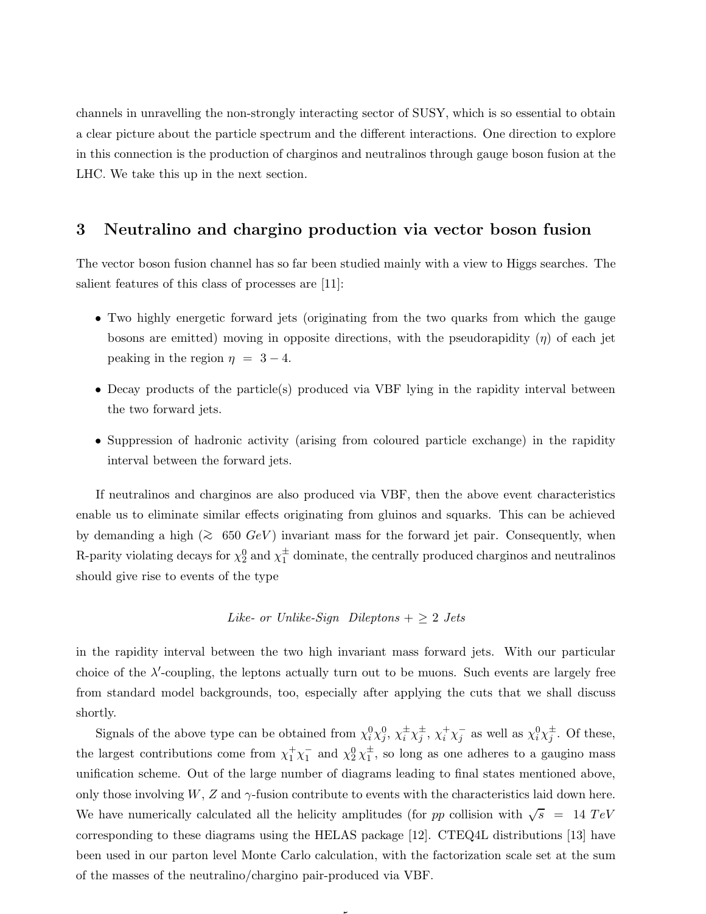channels in unravelling the non-strongly interacting sector of SUSY, which is so essential to obtain a clear picture about the particle spectrum and the different interactions. One direction to explore in this connection is the production of charginos and neutralinos through gauge boson fusion at the LHC. We take this up in the next section.

## 3 Neutralino and chargino production via vector boson fusion

The vector boson fusion channel has so far been studied mainly with a view to Higgs searches. The salient features of this class of processes are [11]:

- Two highly energetic forward jets (originating from the two quarks from which the gauge bosons are emitted) moving in opposite directions, with the pseudorapidity ($\eta$) of each jet peaking in the region $\eta = 3 - 4$.
- Decay products of the particle(s) produced via VBF lying in the rapidity interval between the two forward jets.
- Suppression of hadronic activity (arising from coloured particle exchange) in the rapidity interval between the forward jets.

If neutralinos and charginos are also produced via VBF, then the above event characteristics enable us to eliminate similar effects originating from gluinos and squarks. This can be achieved by demanding a high ($\gtrsim 650\ GeV$) invariant mass for the forward jet pair. Consequently, when R-parity violating decays for $\chi_2^0$ and $\chi_1^\pm$ dominate, the centrally produced charginos and neutralinos should give rise to events of the type

$$\textit{Like- or Unlike-Sign Dileptons} + \geq 2 \textit{ Jets}$$

in the rapidity interval between the two high invariant mass forward jets. With our particular choice of the $\lambda'$-coupling, the leptons actually turn out to be muons. Such events are largely free from standard model backgrounds, too, especially after applying the cuts that we shall discuss shortly.

Signals of the above type can be obtained from $\chi_i^0 \chi_j^0$, $\chi_i^\pm \chi_j^\pm$, $\chi_i^+ \chi_j^-$ as well as $\chi_i^0 \chi_j^\pm$. Of these, the largest contributions come from $\chi_1^+ \chi_1^-$ and $\chi_2^0 \chi_1^\pm$, so long as one adheres to a gaugino mass unification scheme. Out of the large number of diagrams leading to final states mentioned above, only those involving $W$, $Z$ and $\gamma$-fusion contribute to events with the characteristics laid down here. We have numerically calculated all the helicity amplitudes (for $pp$ collision with $\sqrt{s} = 14\ TeV$ corresponding to these diagrams using the HELAS package [12]. CTEQ4L distributions [13] have been used in our parton level Monte Carlo calculation, with the factorization scale set at the sum of the masses of the neutralino/chargino pair-produced via VBF.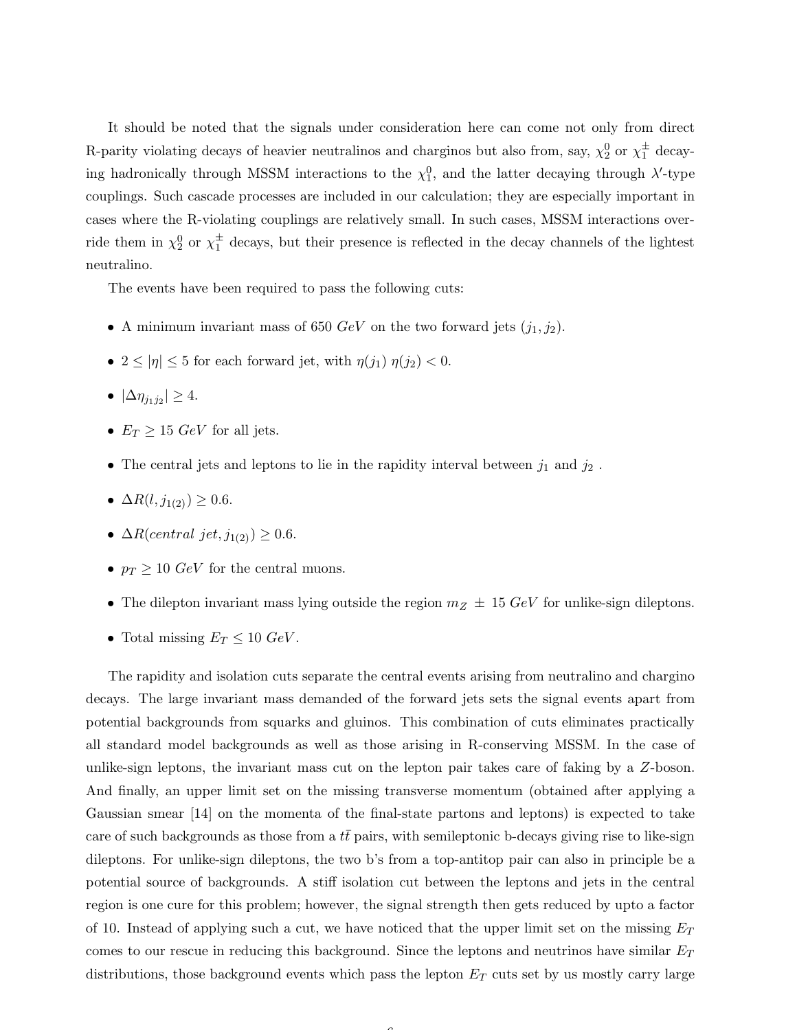It should be noted that the signals under consideration here can come not only from direct R-parity violating decays of heavier neutralinos and charginos but also from, say, $\chi_2^0$ or $\chi_1^{\pm}$ decaying hadronically through MSSM interactions to the $\chi_1^0$, and the latter decaying through $\lambda'$-type couplings. Such cascade processes are included in our calculation; they are especially important in cases where the R-violating couplings are relatively small. In such cases, MSSM interactions override them in $\chi_2^0$ or $\chi_1^{\pm}$ decays, but their presence is reflected in the decay channels of the lightest neutralino.

The events have been required to pass the following cuts:

- A minimum invariant mass of 650 $GeV$ on the two forward jets $(j_1, j_2)$.
- $2 \leq |\eta| \leq 5$ for each forward jet, with $\eta(j_1)\,\eta(j_2) < 0$.
- $|\Delta\eta_{j_1 j_2}| \geq 4$.
- $E_T \geq 15\ GeV$ for all jets.
- The central jets and leptons to lie in the rapidity interval between $j_1$ and $j_2$ .
- $\Delta R(l, j_{1(2)}) \geq 0.6$.
- $\Delta R(central\ jet, j_{1(2)}) \geq 0.6$.
- $p_T \geq 10\ GeV$ for the central muons.
- The dilepton invariant mass lying outside the region $m_Z \pm 15\ GeV$ for unlike-sign dileptons.
- Total missing $E_T \leq 10\ GeV$.

The rapidity and isolation cuts separate the central events arising from neutralino and chargino decays. The large invariant mass demanded of the forward jets sets the signal events apart from potential backgrounds from squarks and gluinos. This combination of cuts eliminates practically all standard model backgrounds as well as those arising in R-conserving MSSM. In the case of unlike-sign leptons, the invariant mass cut on the lepton pair takes care of faking by a $Z$-boson. And finally, an upper limit set on the missing transverse momentum (obtained after applying a Gaussian smear [14] on the momenta of the final-state partons and leptons) is expected to take care of such backgrounds as those from a $t\bar{t}$ pairs, with semileptonic b-decays giving rise to like-sign dileptons. For unlike-sign dileptons, the two b's from a top-antitop pair can also in principle be a potential source of backgrounds. A stiff isolation cut between the leptons and jets in the central region is one cure for this problem; however, the signal strength then gets reduced by upto a factor of 10. Instead of applying such a cut, we have noticed that the upper limit set on the missing $E_T$ comes to our rescue in reducing this background. Since the leptons and neutrinos have similar $E_T$ distributions, those background events which pass the lepton $E_T$ cuts set by us mostly carry large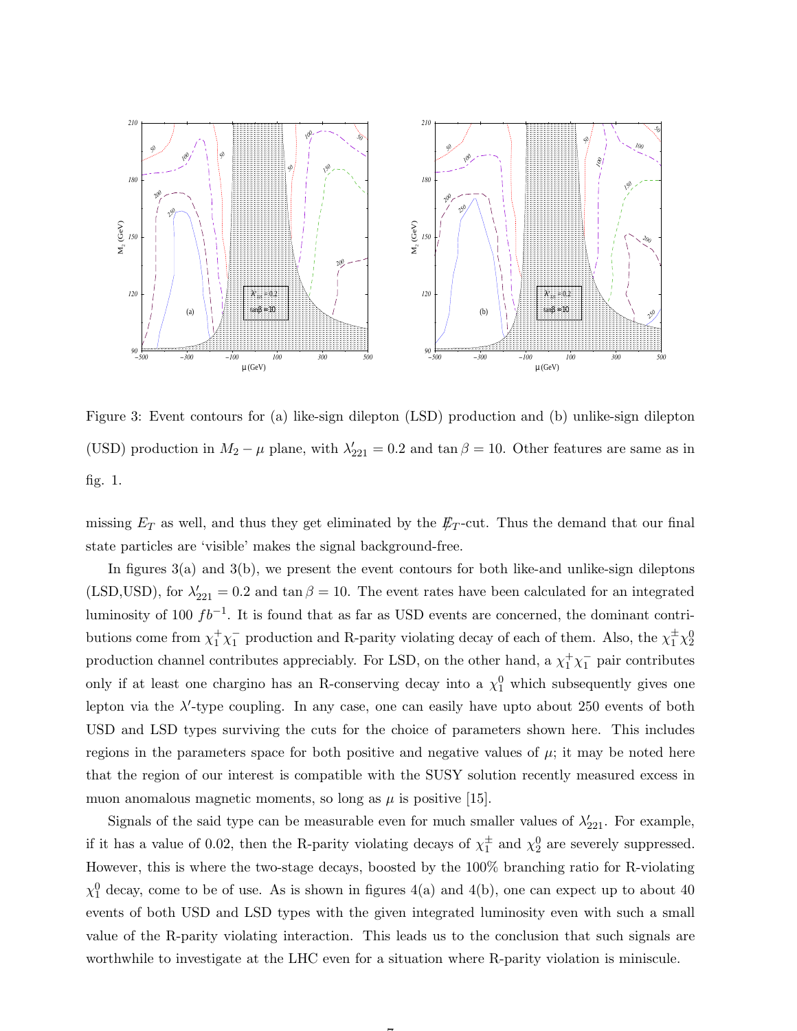Figure 3: Event contours for (a) like-sign dilepton (LSD) production and (b) unlike-sign dilepton (USD) production in $M_2 - \mu$ plane, with $\lambda'_{221} = 0.2$ and $\tan\beta = 10$. Other features are same as in fig. 1.

missing $E_T$ as well, and thus they get eliminated by the $\not{E}_T$-cut. Thus the demand that our final state particles are 'visible' makes the signal background-free.

In figures 3(a) and 3(b), we present the event contours for both like-and unlike-sign dileptons (LSD,USD), for $\lambda'_{221} = 0.2$ and $\tan\beta = 10$. The event rates have been calculated for an integrated luminosity of 100 $fb^{-1}$. It is found that as far as USD events are concerned, the dominant contributions come from $\chi_1^+\chi_1^-$ production and R-parity violating decay of each of them. Also, the $\chi_1^\pm\chi_2^0$ production channel contributes appreciably. For LSD, on the other hand, a $\chi_1^+\chi_1^-$ pair contributes only if at least one chargino has an R-conserving decay into a $\chi_1^0$ which subsequently gives one lepton via the $\lambda'$-type coupling. In any case, one can easily have upto about 250 events of both USD and LSD types surviving the cuts for the choice of parameters shown here. This includes regions in the parameters space for both positive and negative values of $\mu$; it may be noted here that the region of our interest is compatible with the SUSY solution recently measured excess in muon anomalous magnetic moments, so long as $\mu$ is positive [15].

Signals of the said type can be measurable even for much smaller values of $\lambda'_{221}$. For example, if it has a value of 0.02, then the R-parity violating decays of $\chi_1^\pm$ and $\chi_2^0$ are severely suppressed. However, this is where the two-stage decays, boosted by the 100% branching ratio for R-violating $\chi_1^0$ decay, come to be of use. As is shown in figures 4(a) and 4(b), one can expect up to about 40 events of both USD and LSD types with the given integrated luminosity even with such a small value of the R-parity violating interaction. This leads us to the conclusion that such signals are worthwhile to investigate at the LHC even for a situation where R-parity violation is miniscule.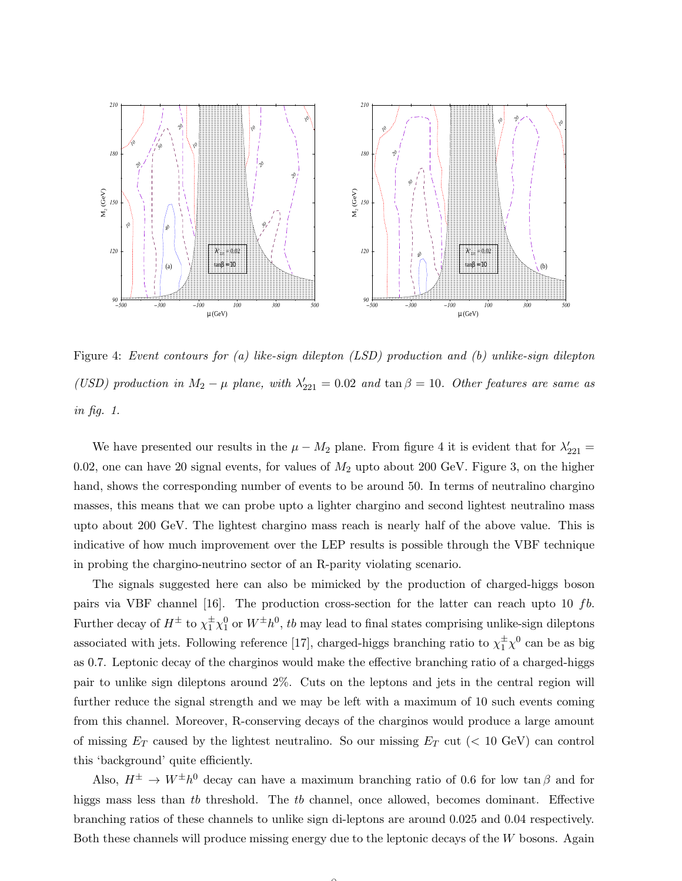Figure 4: *Event contours for (a) like-sign dilepton (LSD) production and (b) unlike-sign dilepton (USD) production in $M_2 - \mu$ plane, with $\lambda'_{221} = 0.02$ and $\tan\beta = 10$. Other features are same as in fig. 1.*

We have presented our results in the $\mu - M_2$ plane. From figure 4 it is evident that for $\lambda'_{221} = 0.02$, one can have 20 signal events, for values of $M_2$ upto about 200 GeV. Figure 3, on the higher hand, shows the corresponding number of events to be around 50. In terms of neutralino chargino masses, this means that we can probe upto a lighter chargino and second lightest neutralino mass upto about 200 GeV. The lightest chargino mass reach is nearly half of the above value. This is indicative of how much improvement over the LEP results is possible through the VBF technique in probing the chargino-neutrino sector of an R-parity violating scenario.

The signals suggested here can also be mimicked by the production of charged-higgs boson pairs via VBF channel [16]. The production cross-section for the latter can reach upto 10 $fb$. Further decay of $H^{\pm}$ to $\chi_1^{\pm}\chi_1^0$ or $W^{\pm}h^0$, $tb$ may lead to final states comprising unlike-sign dileptons associated with jets. Following reference [17], charged-higgs branching ratio to $\chi_1^{\pm}\chi^0$ can be as big as 0.7. Leptonic decay of the charginos would make the effective branching ratio of a charged-higgs pair to unlike sign dileptons around 2%. Cuts on the leptons and jets in the central region will further reduce the signal strength and we may be left with a maximum of 10 such events coming from this channel. Moreover, R-conserving decays of the charginos would produce a large amount of missing $E_T$ caused by the lightest neutralino. So our missing $E_T$ cut ($< 10$ GeV) can control this 'background' quite efficiently.

Also, $H^{\pm} \rightarrow W^{\pm}h^0$ decay can have a maximum branching ratio of 0.6 for low $\tan\beta$ and for higgs mass less than $tb$ threshold. The $tb$ channel, once allowed, becomes dominant. Effective branching ratios of these channels to unlike sign di-leptons are around 0.025 and 0.04 respectively. Both these channels will produce missing energy due to the leptonic decays of the $W$ bosons. Again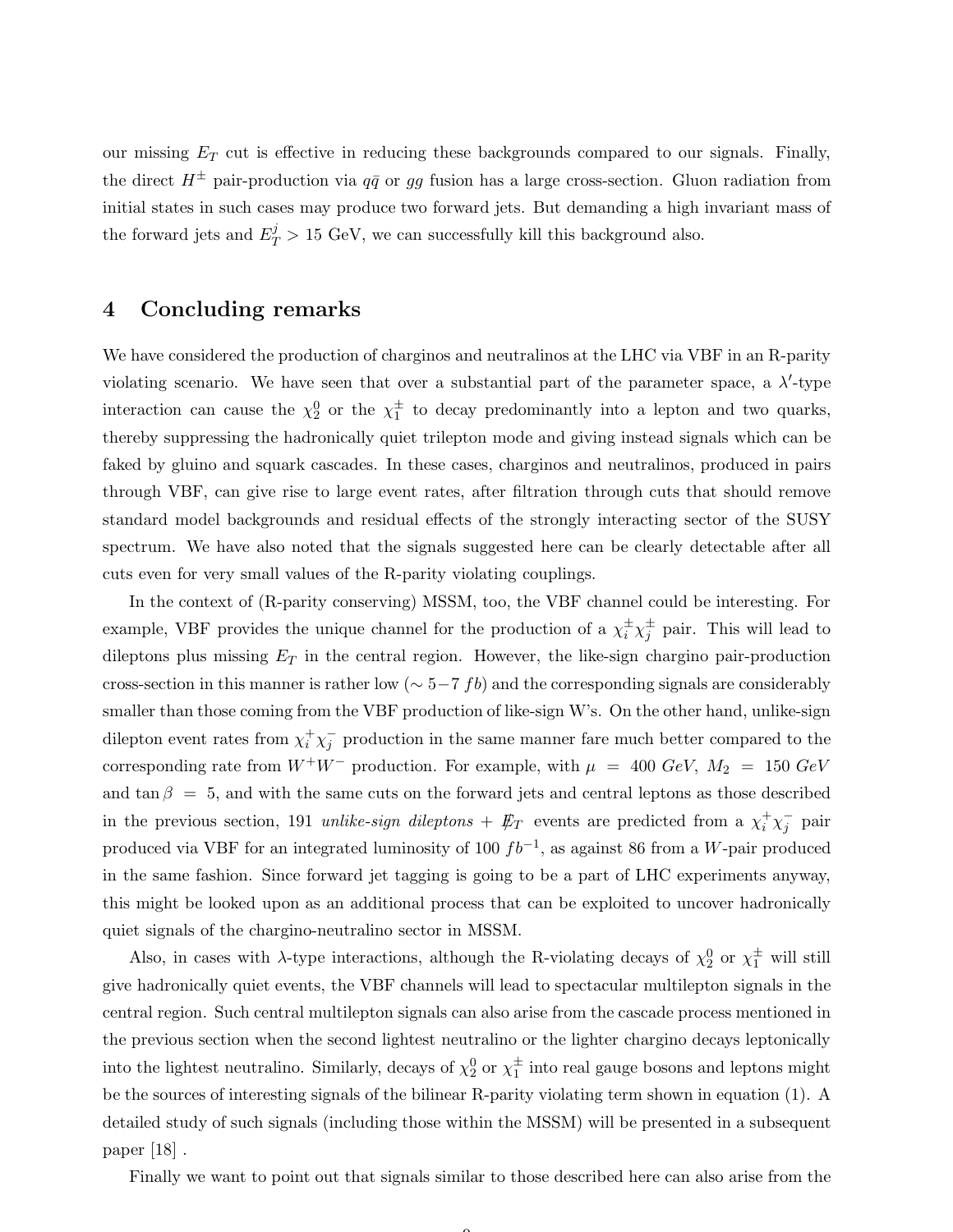our missing $E_T$ cut is effective in reducing these backgrounds compared to our signals. Finally, the direct $H^{\pm}$ pair-production via $q\bar{q}$ or $gg$ fusion has a large cross-section. Gluon radiation from initial states in such cases may produce two forward jets. But demanding a high invariant mass of the forward jets and $E_T^j > 15$ GeV, we can successfully kill this background also.

# 4 Concluding remarks

We have considered the production of charginos and neutralinos at the LHC via VBF in an R-parity violating scenario. We have seen that over a substantial part of the parameter space, a $\lambda'$-type interaction can cause the $\chi_2^0$ or the $\chi_1^{\pm}$ to decay predominantly into a lepton and two quarks, thereby suppressing the hadronically quiet trilepton mode and giving instead signals which can be faked by gluino and squark cascades. In these cases, charginos and neutralinos, produced in pairs through VBF, can give rise to large event rates, after filtration through cuts that should remove standard model backgrounds and residual effects of the strongly interacting sector of the SUSY spectrum. We have also noted that the signals suggested here can be clearly detectable after all cuts even for very small values of the R-parity violating couplings.

In the context of (R-parity conserving) MSSM, too, the VBF channel could be interesting. For example, VBF provides the unique channel for the production of a $\chi_i^{\pm}\chi_j^{\pm}$ pair. This will lead to dileptons plus missing $E_T$ in the central region. However, the like-sign chargino pair-production cross-section in this manner is rather low ($\sim 5-7\ fb$) and the corresponding signals are considerably smaller than those coming from the VBF production of like-sign W's. On the other hand, unlike-sign dilepton event rates from $\chi_i^+\chi_j^-$ production in the same manner fare much better compared to the corresponding rate from $W^+W^-$ production. For example, with $\mu = 400\ GeV$, $M_2 = 150\ GeV$ and $\tan\beta = 5$, and with the same cuts on the forward jets and central leptons as those described in the previous section, 191 *unlike-sign dileptons* + $\not{E}_T$ events are predicted from a $\chi_i^+\chi_j^-$ pair produced via VBF for an integrated luminosity of 100 $fb^{-1}$, as against 86 from a $W$-pair produced in the same fashion. Since forward jet tagging is going to be a part of LHC experiments anyway, this might be looked upon as an additional process that can be exploited to uncover hadronically quiet signals of the chargino-neutralino sector in MSSM.

Also, in cases with $\lambda$-type interactions, although the R-violating decays of $\chi_2^0$ or $\chi_1^{\pm}$ will still give hadronically quiet events, the VBF channels will lead to spectacular multilepton signals in the central region. Such central multilepton signals can also arise from the cascade process mentioned in the previous section when the second lightest neutralino or the lighter chargino decays leptonically into the lightest neutralino. Similarly, decays of $\chi_2^0$ or $\chi_1^{\pm}$ into real gauge bosons and leptons might be the sources of interesting signals of the bilinear R-parity violating term shown in equation (1). A detailed study of such signals (including those within the MSSM) will be presented in a subsequent paper [18] .

Finally we want to point out that signals similar to those described here can also arise from the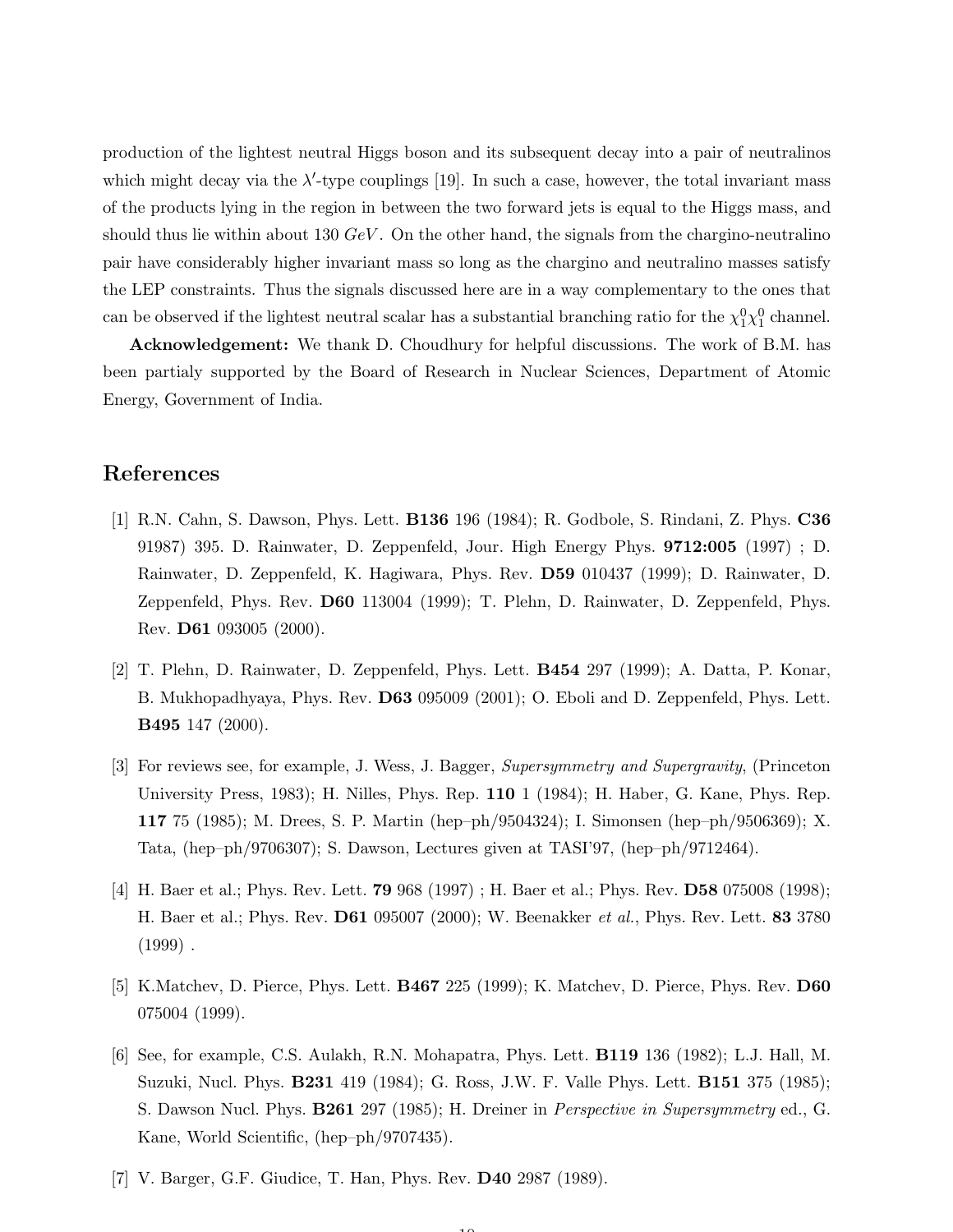production of the lightest neutral Higgs boson and its subsequent decay into a pair of neutralinos which might decay via the $\lambda'$-type couplings [19]. In such a case, however, the total invariant mass of the products lying in the region in between the two forward jets is equal to the Higgs mass, and should thus lie within about 130 $GeV$. On the other hand, the signals from the chargino-neutralino pair have considerably higher invariant mass so long as the chargino and neutralino masses satisfy the LEP constraints. Thus the signals discussed here are in a way complementary to the ones that can be observed if the lightest neutral scalar has a substantial branching ratio for the $\chi_1^0\chi_1^0$ channel.

**Acknowledgement:** We thank D. Choudhury for helpful discussions. The work of B.M. has been partialy supported by the Board of Research in Nuclear Sciences, Department of Atomic Energy, Government of India.

# References

[1] R.N. Cahn, S. Dawson, Phys. Lett. **B136** 196 (1984); R. Godbole, S. Rindani, Z. Phys. **C36** 91987) 395. D. Rainwater, D. Zeppenfeld, Jour. High Energy Phys. **9712:005** (1997) ; D. Rainwater, D. Zeppenfeld, K. Hagiwara, Phys. Rev. **D59** 010437 (1999); D. Rainwater, D. Zeppenfeld, Phys. Rev. **D60** 113004 (1999); T. Plehn, D. Rainwater, D. Zeppenfeld, Phys. Rev. **D61** 093005 (2000).

[2] T. Plehn, D. Rainwater, D. Zeppenfeld, Phys. Lett. **B454** 297 (1999); A. Datta, P. Konar, B. Mukhopadhyaya, Phys. Rev. **D63** 095009 (2001); O. Eboli and D. Zeppenfeld, Phys. Lett. **B495** 147 (2000).

[3] For reviews see, for example, J. Wess, J. Bagger, *Supersymmetry and Supergravity*, (Princeton University Press, 1983); H. Nilles, Phys. Rep. **110** 1 (1984); H. Haber, G. Kane, Phys. Rep. **117** 75 (1985); M. Drees, S. P. Martin (hep–ph/9504324); I. Simonsen (hep–ph/9506369); X. Tata, (hep–ph/9706307); S. Dawson, Lectures given at TASI'97, (hep–ph/9712464).

[4] H. Baer et al.; Phys. Rev. Lett. **79** 968 (1997) ; H. Baer et al.; Phys. Rev. **D58** 075008 (1998); H. Baer et al.; Phys. Rev. **D61** 095007 (2000); W. Beenakker *et al.*, Phys. Rev. Lett. **83** 3780 (1999) .

[5] K.Matchev, D. Pierce, Phys. Lett. **B467** 225 (1999); K. Matchev, D. Pierce, Phys. Rev. **D60** 075004 (1999).

[6] See, for example, C.S. Aulakh, R.N. Mohapatra, Phys. Lett. **B119** 136 (1982); L.J. Hall, M. Suzuki, Nucl. Phys. **B231** 419 (1984); G. Ross, J.W. F. Valle Phys. Lett. **B151** 375 (1985); S. Dawson Nucl. Phys. **B261** 297 (1985); H. Dreiner in *Perspective in Supersymmetry* ed., G. Kane, World Scientific, (hep–ph/9707435).

[7] V. Barger, G.F. Giudice, T. Han, Phys. Rev. **D40** 2987 (1989).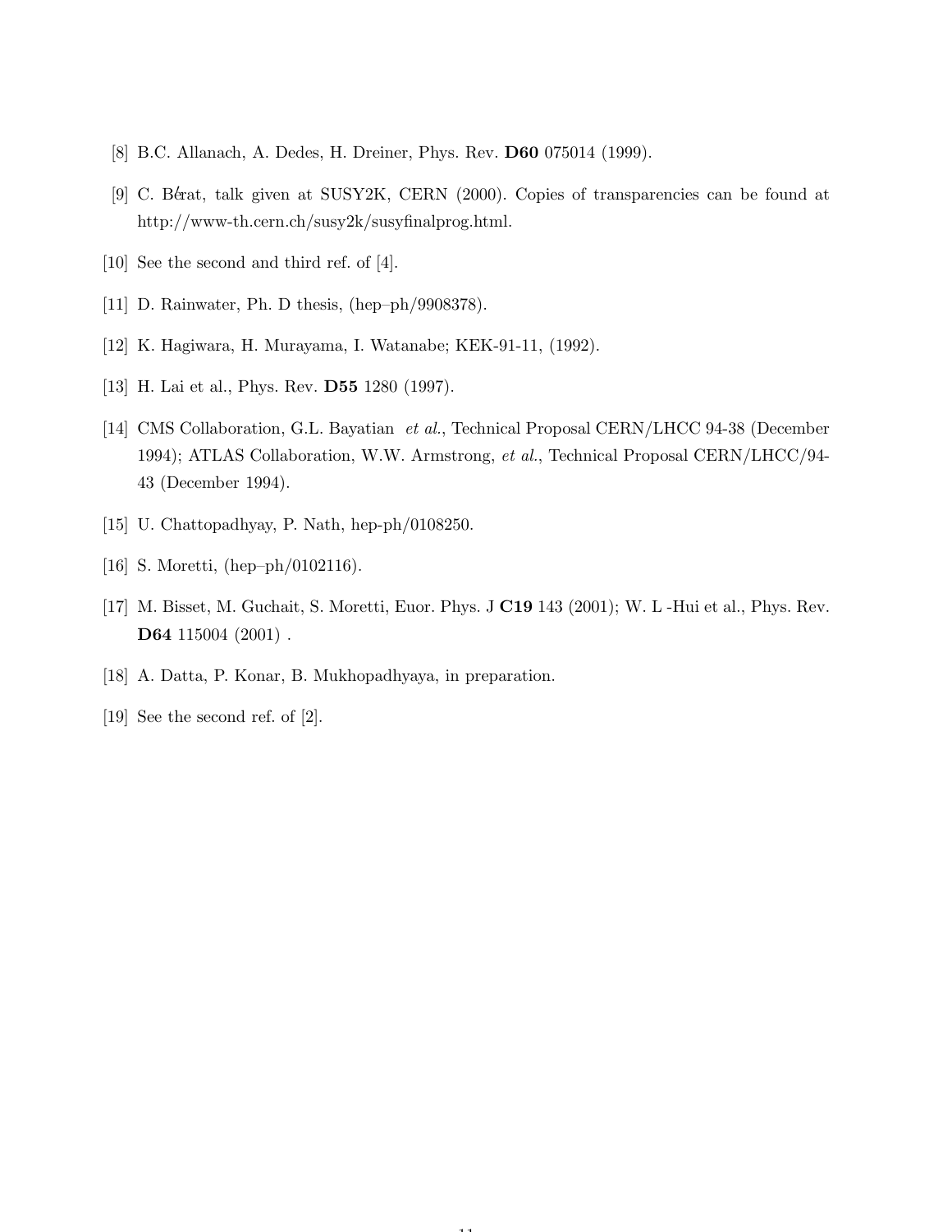[8] B.C. Allanach, A. Dedes, H. Dreiner, Phys. Rev. **D60** 075014 (1999).

[9] C. Bérat, talk given at SUSY2K, CERN (2000). Copies of transparencies can be found at http://www-th.cern.ch/susy2k/susyfinalprog.html.

[10] See the second and third ref. of [4].

[11] D. Rainwater, Ph. D thesis, (hep–ph/9908378).

[12] K. Hagiwara, H. Murayama, I. Watanabe; KEK-91-11, (1992).

[13] H. Lai et al., Phys. Rev. **D55** 1280 (1997).

[14] CMS Collaboration, G.L. Bayatian *et al.*, Technical Proposal CERN/LHCC 94-38 (December 1994); ATLAS Collaboration, W.W. Armstrong, *et al.*, Technical Proposal CERN/LHCC/94-43 (December 1994).

[15] U. Chattopadhyay, P. Nath, hep-ph/0108250.

[16] S. Moretti, (hep–ph/0102116).

[17] M. Bisset, M. Guchait, S. Moretti, Euor. Phys. J **C19** 143 (2001); W. L -Hui et al., Phys. Rev. **D64** 115004 (2001) .

[18] A. Datta, P. Konar, B. Mukhopadhyaya, in preparation.

[19] See the second ref. of [2].